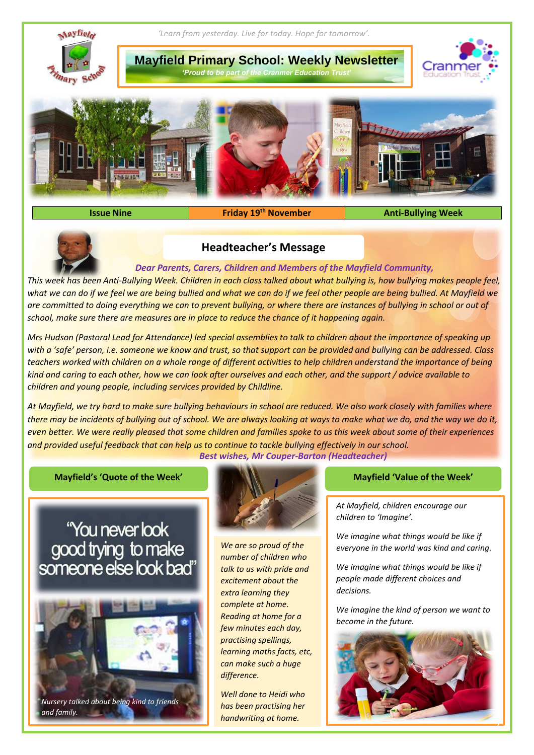*'Learn from yesterday. Live for today. Hope for tomorrow'.*

# Mayfield Primary School: Weekly Newsletter

*'Proud to be part of the Cranmer Education Trust'*

| Issue Nine | Friday 19th November | Anti-Bullying Week |
|---|---|---|

## Headteacher's Message

***Dear Parents, Carers, Children and Members of the Mayfield Community,***

*This week has been Anti-Bullying Week. Children in each class talked about what bullying is, how bullying makes people feel, what we can do if we feel we are being bullied and what we can do if we feel other people are being bullied. At Mayfield we are committed to doing everything we can to prevent bullying, or where there are instances of bullying in school or out of school, make sure there are measures are in place to reduce the chance of it happening again.*

*Mrs Hudson (Pastoral Lead for Attendance) led special assemblies to talk to children about the importance of speaking up with a 'safe' person, i.e. someone we know and trust, so that support can be provided and bullying can be addressed. Class teachers worked with children on a whole range of different activities to help children understand the importance of being kind and caring to each other, how we can look after ourselves and each other, and the support / advice available to children and young people, including services provided by Childline.*

*At Mayfield, we try hard to make sure bullying behaviours in school are reduced. We also work closely with families where there may be incidents of bullying out of school. We are always looking at ways to make what we do, and the way we do it, even better. We were really pleased that some children and families spoke to us this week about some of their experiences and provided useful feedback that can help us to continue to tackle bullying effectively in our school.*

***Best wishes, Mr Couper-Barton (Headteacher)***

### Mayfield's 'Quote of the Week'

"You never look good trying to make someone else look bad"

*Nursery talked about being kind to friends and family.*

*We are so proud of the number of children who talk to us with pride and excitement about the extra learning they complete at home. Reading at home for a few minutes each day, practising spellings, learning maths facts, etc, can make such a huge difference.*

*Well done to Heidi who has been practising her handwriting at home.*

### Mayfield 'Value of the Week'

*At Mayfield, children encourage our children to 'Imagine'.*

*We imagine what things would be like if everyone in the world was kind and caring.*

*We imagine what things would be like if people made different choices and decisions.*

*We imagine the kind of person we want to become in the future.*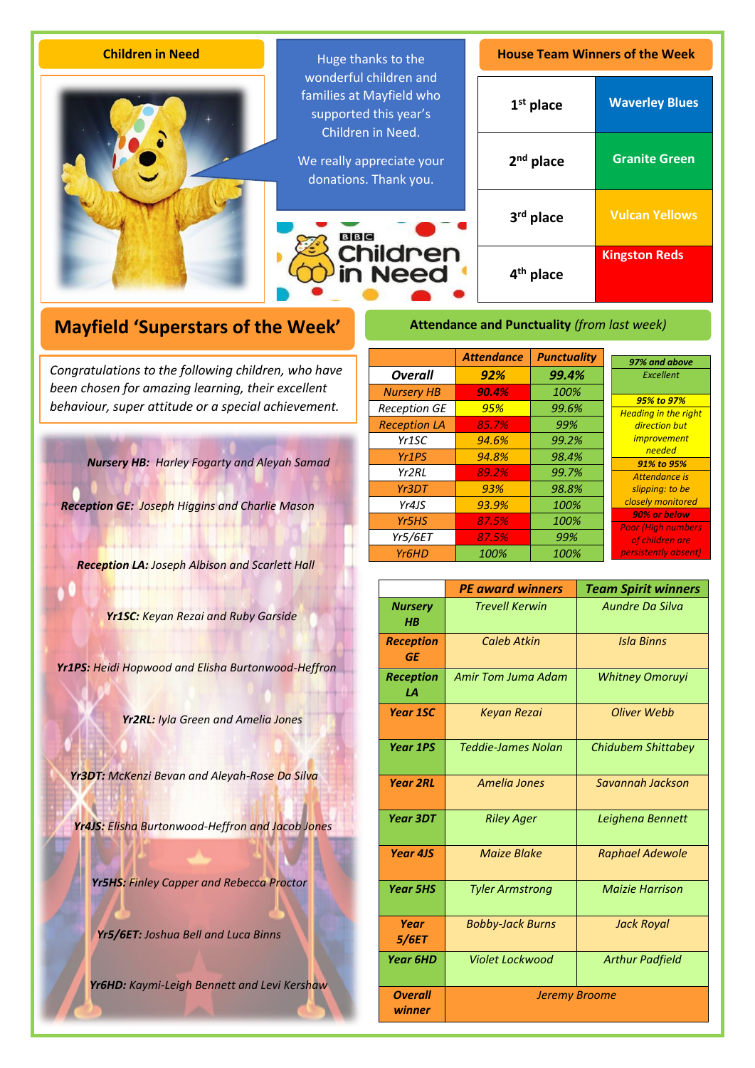## Children in Need

Huge thanks to the wonderful children and families at Mayfield who supported this year's Children in Need.

We really appreciate your donations. Thank you.

## House Team Winners of the Week

| | |
|---|---|
| 1st place | Waverley Blues |
| 2nd place | Granite Green |
| 3rd place | Vulcan Yellows |
| 4th place | Kingston Reds |

## Mayfield 'Superstars of the Week'

*Congratulations to the following children, who have been chosen for amazing learning, their excellent behaviour, super attitude or a special achievement.*

***Nursery HB:*** *Harley Fogarty and Aleyah Samad*

***Reception GE:*** *Joseph Higgins and Charlie Mason*

***Reception LA:*** *Joseph Albison and Scarlett Hall*

***Yr1SC:*** *Keyan Rezai and Ruby Garside*

***Yr1PS:*** *Heidi Hopwood and Elisha Burtonwood-Heffron*

***Yr2RL:*** *Iyla Green and Amelia Jones*

***Yr3DT:*** *McKenzi Bevan and Aleyah-Rose Da Silva*

***Yr4JS:*** *Elisha Burtonwood-Heffron and Jacob Jones*

***Yr5HS:*** *Finley Capper and Rebecca Proctor*

***Yr5/6ET:*** *Joshua Bell and Luca Binns*

***Yr6HD:*** *Kaymi-Leigh Bennett and Levi Kershaw*

## Attendance and Punctuality *(from last week)*

| | Attendance | Punctuality |
|---|---|---|
| **Overall** | **92%** | **99.4%** |
| Nursery HB | 90.4% | 100% |
| Reception GE | 95% | 99.6% |
| Reception LA | 85.7% | 99% |
| Yr1SC | 94.6% | 99.2% |
| Yr1PS | 94.8% | 98.4% |
| Yr2RL | 89.2% | 99.7% |
| Yr3DT | 93% | 98.8% |
| Yr4JS | 93.9% | 100% |
| Yr5HS | 87.5% | 100% |
| Yr5/6ET | 87.5% | 99% |
| Yr6HD | 100% | 100% |

**97% and above** – Excellent

**95% to 97%** – Heading in the right direction but improvement needed

**91% to 95%** – Attendance is slipping: to be closely monitored

**90% or below** – Poor (High numbers of children are persistently absent)

| | PE award winners | Team Spirit winners |
|---|---|---|
| **Nursery HB** | Trevell Kerwin | Aundre Da Silva |
| **Reception GE** | Caleb Atkin | Isla Binns |
| **Reception LA** | Amir Tom Juma Adam | Whitney Omoruyi |
| **Year 1SC** | Keyan Rezai | Oliver Webb |
| **Year 1PS** | Teddie-James Nolan | Chidubem Shittabey |
| **Year 2RL** | Amelia Jones | Savannah Jackson |
| **Year 3DT** | Riley Ager | Leighena Bennett |
| **Year 4JS** | Maize Blake | Raphael Adewole |
| **Year 5HS** | Tyler Armstrong | Maizie Harrison |
| **Year 5/6ET** | Bobby-Jack Burns | Jack Royal |
| **Year 6HD** | Violet Lockwood | Arthur Padfield |
| **Overall winner** | Jeremy Broome | |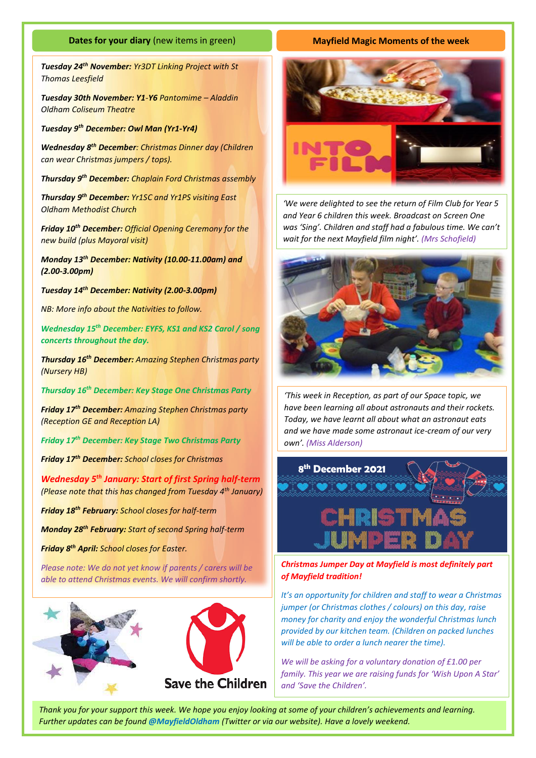## Dates for your diary (new items in green)

***Tuesday 24th November:*** *Yr3DT Linking Project with St Thomas Leesfield*

***Tuesday 30th November: Y1-Y6*** *Pantomime – Aladdin Oldham Coliseum Theatre*

***Tuesday 9th December: Owl Man (Yr1-Yr4)***

***Wednesday 8th December****: Christmas Dinner day (Children can wear Christmas jumpers / tops).*

***Thursday 9th December:*** *Chaplain Ford Christmas assembly*

***Thursday 9th December:*** *Yr1SC and Yr1PS visiting East Oldham Methodist Church*

***Friday 10th December:*** *Official Opening Ceremony for the new build (plus Mayoral visit)*

***Monday 13th December: Nativity (10.00-11.00am) and (2.00-3.00pm)***

***Tuesday 14th December: Nativity (2.00-3.00pm)***

*NB: More info about the Nativities to follow.*

***Wednesday 15th December: EYFS, KS1 and KS2 Carol / song concerts throughout the day.***

***Thursday 16th December:*** *Amazing Stephen Christmas party (Nursery HB)*

***Thursday 16th December: Key Stage One Christmas Party***

***Friday 17th December:*** *Amazing Stephen Christmas party (Reception GE and Reception LA)*

***Friday 17th December: Key Stage Two Christmas Party***

***Friday 17th December:*** *School closes for Christmas*

***Wednesday 5th January: Start of first Spring half-term***
*(Please note that this has changed from Tuesday 4th January)*

***Friday 18th February:*** *School closes for half-term*

***Monday 28th February:*** *Start of second Spring half-term*

***Friday 8th April:*** *School closes for Easter.*

*Please note: We do not yet know if parents / carers will be able to attend Christmas events. We will confirm shortly.*

Save the Children

## Mayfield Magic Moments of the week

INTO FILM

*'We were delighted to see the return of Film Club for Year 5 and Year 6 children this week. Broadcast on Screen One was 'Sing'. Children and staff had a fabulous time. We can't wait for the next Mayfield film night'. (Mrs Schofield)*

*'This week in Reception, as part of our Space topic, we have been learning all about astronauts and their rockets. Today, we have learnt all about what an astronaut eats and we have made some astronaut ice-cream of our very own'. (Miss Alderson)*

8th December 2021

CHRISTMAS JUMPER DAY

***Christmas Jumper Day at Mayfield is most definitely part of Mayfield tradition!***

*It's an opportunity for children and staff to wear a Christmas jumper (or Christmas clothes / colours) on this day, raise money for charity and enjoy the wonderful Christmas lunch provided by our kitchen team. (Children on packed lunches will be able to order a lunch nearer the time).*

*We will be asking for a voluntary donation of £1.00 per family. This year we are raising funds for 'Wish Upon A Star' and 'Save the Children'.*

*Thank you for your support this week. We hope you enjoy looking at some of your children's achievements and learning. Further updates can be found **@MayfieldOldham** (Twitter or via our website). Have a lovely weekend.*